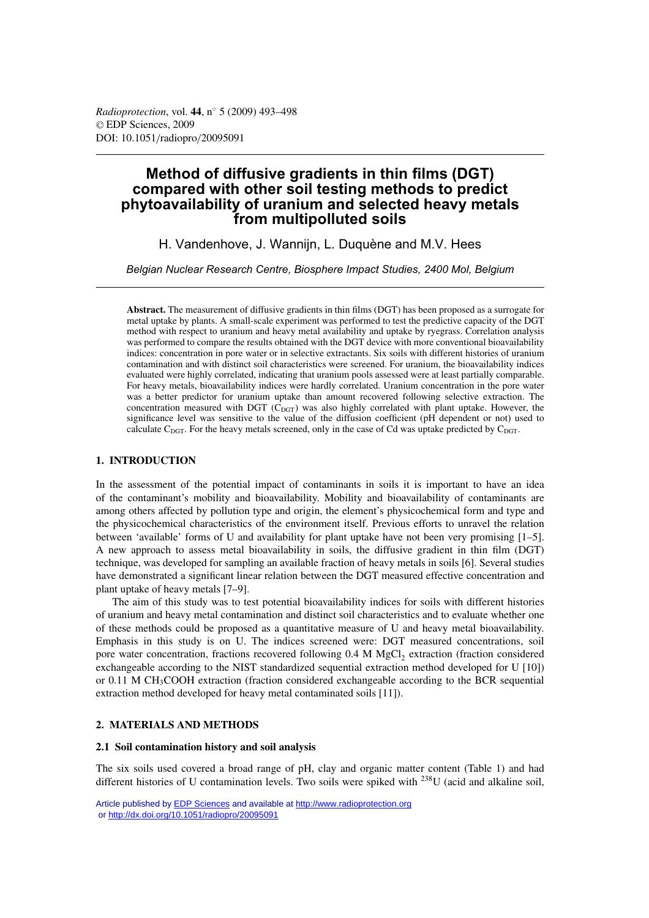# Method of diffusive gradients in thin films (DGT) compared with other soil testing methods to predict phytoavailability of uranium and selected heavy metals from multipolluted soils

H. Vandenhove, J. Wannijn, L. Duquène and M.V. Hees

*Belgian Nuclear Research Centre, Biosphere Impact Studies, 2400 Mol, Belgium*

**Abstract.** The measurement of diffusive gradients in thin films (DGT) has been proposed as a surrogate for metal uptake by plants. A small-scale experiment was performed to test the predictive capacity of the DGT method with respect to uranium and heavy metal availability and uptake by ryegrass. Correlation analysis was performed to compare the results obtained with the DGT device with more conventional bioavailability indices: concentration in pore water or in selective extractants. Six soils with different histories of uranium contamination and with distinct soil characteristics were screened. For uranium, the bioavailability indices evaluated were highly correlated, indicating that uranium pools assessed were at least partially comparable. For heavy metals, bioavailability indices were hardly correlated. Uranium concentration in the pore water was a better predictor for uranium uptake than amount recovered following selective extraction. The concentration measured with DGT ($C_{DGT}$) was also highly correlated with plant uptake. However, the significance level was sensitive to the value of the diffusion coefficient (pH dependent or not) used to calculate $C_{DGT}$. For the heavy metals screened, only in the case of Cd was uptake predicted by $C_{DGT}$.

## 1. INTRODUCTION

In the assessment of the potential impact of contaminants in soils it is important to have an idea of the contaminant's mobility and bioavailability. Mobility and bioavailability of contaminants are among others affected by pollution type and origin, the element's physicochemical form and type and the physicochemical characteristics of the environment itself. Previous efforts to unravel the relation between 'available' forms of U and availability for plant uptake have not been very promising [1–5]. A new approach to assess metal bioavailability in soils, the diffusive gradient in thin film (DGT) technique, was developed for sampling an available fraction of heavy metals in soils [6]. Several studies have demonstrated a significant linear relation between the DGT measured effective concentration and plant uptake of heavy metals [7–9].

The aim of this study was to test potential bioavailability indices for soils with different histories of uranium and heavy metal contamination and distinct soil characteristics and to evaluate whether one of these methods could be proposed as a quantitative measure of U and heavy metal bioavailability. Emphasis in this study is on U. The indices screened were: DGT measured concentrations, soil pore water concentration, fractions recovered following 0.4 M $MgCl_2$ extraction (fraction considered exchangeable according to the NIST standardized sequential extraction method developed for U [10]) or 0.11 M $CH_3COOH$ extraction (fraction considered exchangeable according to the BCR sequential extraction method developed for heavy metal contaminated soils [11]).

## 2. MATERIALS AND METHODS

### 2.1 Soil contamination history and soil analysis

The six soils used covered a broad range of pH, clay and organic matter content (Table 1) and had different histories of U contamination levels. Two soils were spiked with $^{238}U$ (acid and alkaline soil,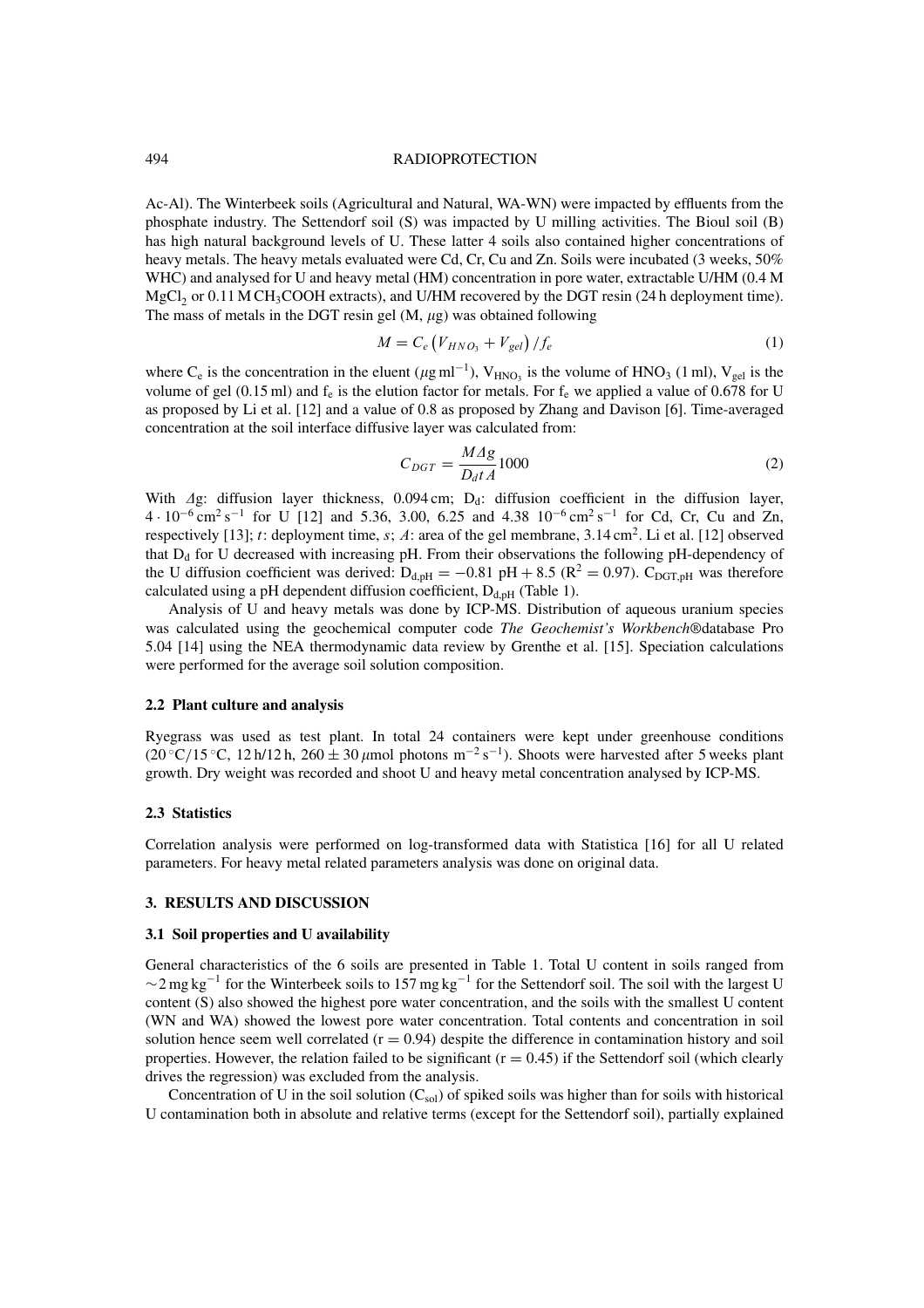Ac-Al). The Winterbeek soils (Agricultural and Natural, WA-WN) were impacted by effluents from the phosphate industry. The Settendorf soil (S) was impacted by U milling activities. The Bioul soil (B) has high natural background levels of U. These latter 4 soils also contained higher concentrations of heavy metals. The heavy metals evaluated were Cd, Cr, Cu and Zn. Soils were incubated (3 weeks, 50% WHC) and analysed for U and heavy metal (HM) concentration in pore water, extractable U/HM (0.4 M $MgCl_2$ or 0.11 M $CH_3COOH$ extracts), and U/HM recovered by the DGT resin (24 h deployment time). The mass of metals in the DGT resin gel (M, $\mu$g) was obtained following

$$M = C_e \left(V_{HNO_3} + V_{gel}\right) / f_e \tag{1}$$

where $C_e$ is the concentration in the eluent ($\mu$g ml$^{-1}$), $V_{HNO_3}$ is the volume of $HNO_3$ (1 ml), $V_{gel}$ is the volume of gel (0.15 ml) and $f_e$ is the elution factor for metals. For $f_e$ we applied a value of 0.678 for U as proposed by Li et al. [12] and a value of 0.8 as proposed by Zhang and Davison [6]. Time-averaged concentration at the soil interface diffusive layer was calculated from:

$$C_{DGT} = \frac{M \Delta g}{D_d t A} 1000 \tag{2}$$

With $\Delta$g: diffusion layer thickness, 0.094 cm; $D_d$: diffusion coefficient in the diffusion layer, $4 \cdot 10^{-6}$ cm$^2$ s$^{-1}$ for U [12] and 5.36, 3.00, 6.25 and 4.38 $10^{-6}$ cm$^2$ s$^{-1}$ for Cd, Cr, Cu and Zn, respectively [13]; *t*: deployment time, *s*; *A*: area of the gel membrane, 3.14 cm$^2$. Li et al. [12] observed that $D_d$ for U decreased with increasing pH. From their observations the following pH-dependency of the U diffusion coefficient was derived: $D_{d,pH} = -0.81$ pH $+ 8.5$ ($R^2 = 0.97$). $C_{DGT,pH}$ was therefore calculated using a pH dependent diffusion coefficient, $D_{d,pH}$ (Table 1).

Analysis of U and heavy metals was done by ICP-MS. Distribution of aqueous uranium species was calculated using the geochemical computer code *The Geochemist's Workbench*®database Pro 5.04 [14] using the NEA thermodynamic data review by Grenthe et al. [15]. Speciation calculations were performed for the average soil solution composition.

### 2.2 Plant culture and analysis

Ryegrass was used as test plant. In total 24 containers were kept under greenhouse conditions (20 °C/15 °C, 12 h/12 h, 260 ± 30 $\mu$mol photons m$^{-2}$ s$^{-1}$). Shoots were harvested after 5 weeks plant growth. Dry weight was recorded and shoot U and heavy metal concentration analysed by ICP-MS.

### 2.3 Statistics

Correlation analysis were performed on log-transformed data with Statistica [16] for all U related parameters. For heavy metal related parameters analysis was done on original data.

## 3. RESULTS AND DISCUSSION

### 3.1 Soil properties and U availability

General characteristics of the 6 soils are presented in Table 1. Total U content in soils ranged from ~2 mg kg$^{-1}$ for the Winterbeek soils to 157 mg kg$^{-1}$ for the Settendorf soil. The soil with the largest U content (S) also showed the highest pore water concentration, and the soils with the smallest U content (WN and WA) showed the lowest pore water concentration. Total contents and concentration in soil solution hence seem well correlated ($r = 0.94$) despite the difference in contamination history and soil properties. However, the relation failed to be significant ($r = 0.45$) if the Settendorf soil (which clearly drives the regression) was excluded from the analysis.

Concentration of U in the soil solution ($C_{sol}$) of spiked soils was higher than for soils with historical U contamination both in absolute and relative terms (except for the Settendorf soil), partially explained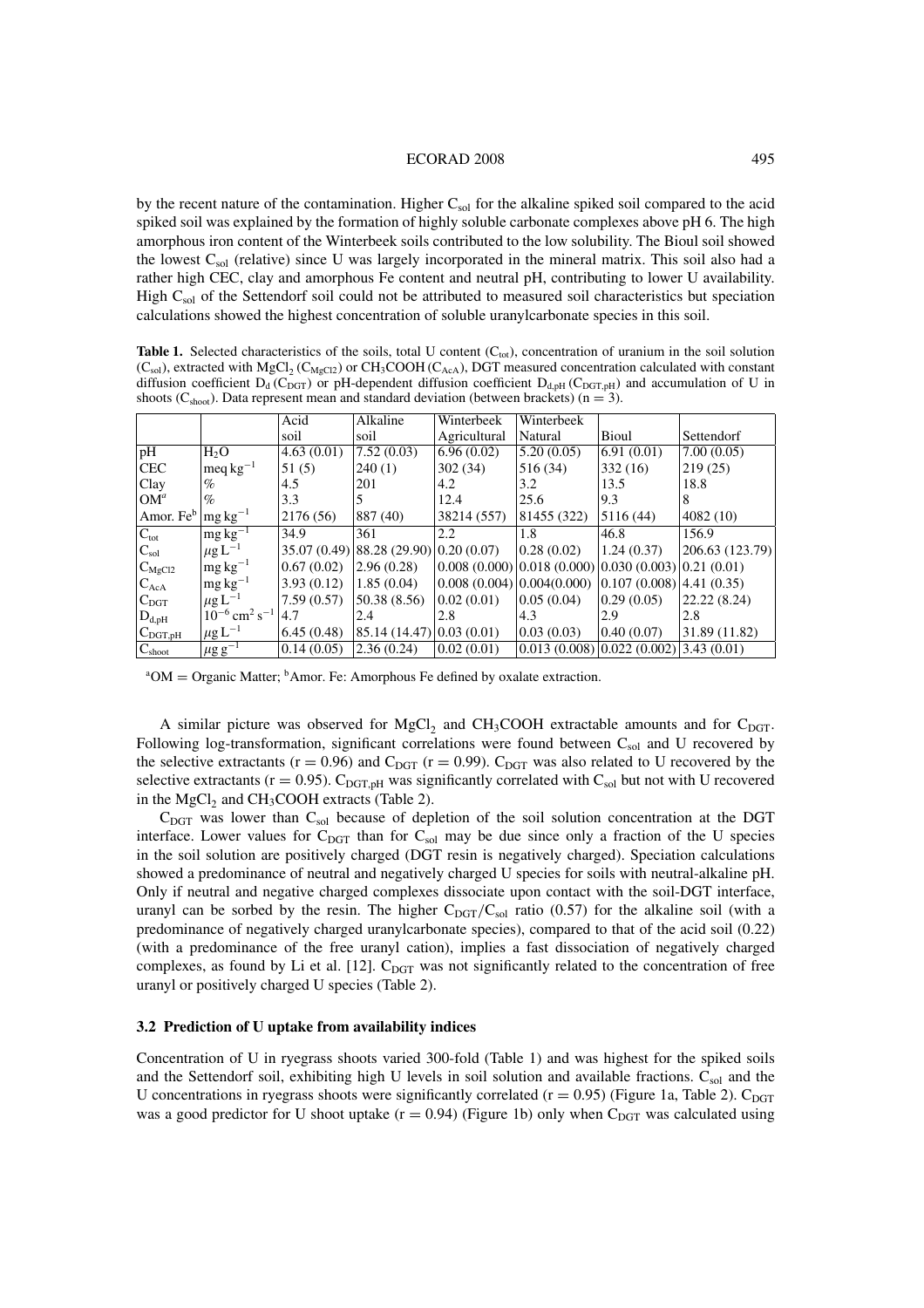by the recent nature of the contamination. Higher $C_{sol}$ for the alkaline spiked soil compared to the acid spiked soil was explained by the formation of highly soluble carbonate complexes above pH 6. The high amorphous iron content of the Winterbeek soils contributed to the low solubility. The Bioul soil showed the lowest $C_{sol}$ (relative) since U was largely incorporated in the mineral matrix. This soil also had a rather high CEC, clay and amorphous Fe content and neutral pH, contributing to lower U availability. High $C_{sol}$ of the Settendorf soil could not be attributed to measured soil characteristics but speciation calculations showed the highest concentration of soluble uranylcarbonate species in this soil.

**Table 1.** Selected characteristics of the soils, total U content ($C_{tot}$), concentration of uranium in the soil solution ($C_{sol}$), extracted with $MgCl_2$ ($C_{MgCl2}$) or $CH_3COOH$ ($C_{AcA}$), DGT measured concentration calculated with constant diffusion coefficient $D_d$ ($C_{DGT}$) or pH-dependent diffusion coefficient $D_{d,pH}$ ($C_{DGT,pH}$) and accumulation of U in shoots ($C_{shoot}$). Data represent mean and standard deviation (between brackets) (n = 3).

| | | Acid soil | Alkaline soil | Winterbeek Agricultural | Winterbeek Natural | Bioul | Settendorf |
|---|---|---|---|---|---|---|---|
| pH | $H_2O$ | 4.63 (0.01) | 7.52 (0.03) | 6.96 (0.02) | 5.20 (0.05) | 6.91 (0.01) | 7.00 (0.05) |
| CEC | $meq\,kg^{-1}$ | 51 (5) | 240 (1) | 302 (34) | 516 (34) | 332 (16) | 219 (25) |
| Clay | % | 4.5 | 201 | 4.2 | 3.2 | 13.5 | 18.8 |
| OM[a] | % | 3.3 | 5 | 12.4 | 25.6 | 9.3 | 8 |
| Amor. Fe[b] | $mg\,kg^{-1}$ | 2176 (56) | 887 (40) | 38214 (557) | 81455 (322) | 5116 (44) | 4082 (10) |
| $C_{tot}$ | $mg\,kg^{-1}$ | 34.9 | 361 | 2.2 | 1.8 | 46.8 | 156.9 |
| $C_{sol}$ | $\mu g\,L^{-1}$ | 35.07 (0.49) | 88.28 (29.90) | 0.20 (0.07) | 0.28 (0.02) | 1.24 (0.37) | 206.63 (123.79) |
| $C_{MgCl2}$ | $mg\,kg^{-1}$ | 0.67 (0.02) | 2.96 (0.28) | 0.008 (0.000) | 0.018 (0.000) | 0.030 (0.003) | 0.21 (0.01) |
| $C_{AcA}$ | $mg\,kg^{-1}$ | 3.93 (0.12) | 1.85 (0.04) | 0.008 (0.004) | 0.004(0.000) | 0.107 (0.008) | 4.41 (0.35) |
| $C_{DGT}$ | $\mu g\,L^{-1}$ | 7.59 (0.57) | 50.38 (8.56) | 0.02 (0.01) | 0.05 (0.04) | 0.29 (0.05) | 22.22 (8.24) |
| $D_{d,pH}$ | $10^{-6}\,cm^2\,s^{-1}$ | 4.7 | 2.4 | 2.8 | 4.3 | 2.9 | 2.8 |
| $C_{DGT,pH}$ | $\mu g\,L^{-1}$ | 6.45 (0.48) | 85.14 (14.47) | 0.03 (0.01) | 0.03 (0.03) | 0.40 (0.07) | 31.89 (11.82) |
| $C_{shoot}$ | $\mu g\,g^{-1}$ | 0.14 (0.05) | 2.36 (0.24) | 0.02 (0.01) | 0.013 (0.008) | 0.022 (0.002) | 3.43 (0.01) |

[a]OM = Organic Matter; [b]Amor. Fe: Amorphous Fe defined by oxalate extraction.

A similar picture was observed for $MgCl_2$ and $CH_3COOH$ extractable amounts and for $C_{DGT}$. Following log-transformation, significant correlations were found between $C_{sol}$ and U recovered by the selective extractants (r = 0.96) and $C_{DGT}$ (r = 0.99). $C_{DGT}$ was also related to U recovered by the selective extractants (r = 0.95). $C_{DGT,pH}$ was significantly correlated with $C_{sol}$ but not with U recovered in the $MgCl_2$ and $CH_3COOH$ extracts (Table 2).

$C_{DGT}$ was lower than $C_{sol}$ because of depletion of the soil solution concentration at the DGT interface. Lower values for $C_{DGT}$ than for $C_{sol}$ may be due since only a fraction of the U species in the soil solution are positively charged (DGT resin is negatively charged). Speciation calculations showed a predominance of neutral and negatively charged U species for soils with neutral-alkaline pH. Only if neutral and negative charged complexes dissociate upon contact with the soil-DGT interface, uranyl can be sorbed by the resin. The higher $C_{DGT}/C_{sol}$ ratio (0.57) for the alkaline soil (with a predominance of negatively charged uranylcarbonate species), compared to that of the acid soil (0.22) (with a predominance of the free uranyl cation), implies a fast dissociation of negatively charged complexes, as found by Li et al. [12]. $C_{DGT}$ was not significantly related to the concentration of free uranyl or positively charged U species (Table 2).

### 3.2 Prediction of U uptake from availability indices

Concentration of U in ryegrass shoots varied 300-fold (Table 1) and was highest for the spiked soils and the Settendorf soil, exhibiting high U levels in soil solution and available fractions. $C_{sol}$ and the U concentrations in ryegrass shoots were significantly correlated (r = 0.95) (Figure 1a, Table 2). $C_{DGT}$ was a good predictor for U shoot uptake (r = 0.94) (Figure 1b) only when $C_{DGT}$ was calculated using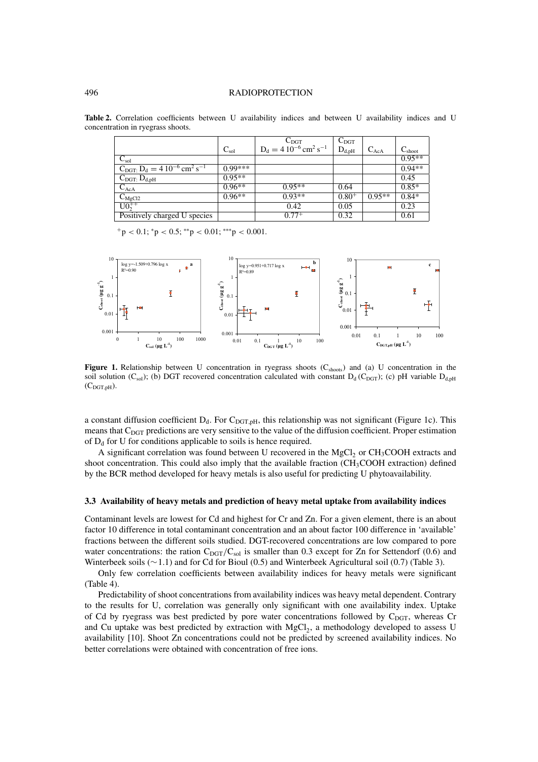**Table 2.** Correlation coefficients between U availability indices and between U availability indices and U concentration in ryegrass shoots.

| | $C_{sol}$ | $C_{DGT}$ $D_d = 4\,10^{-6}\,cm^2\,s^{-1}$ | $C_{DGT}$ $D_{d,pH}$ | $C_{AcA}$ | $C_{shoot}$ |
|---|---|---|---|---|---|
| $C_{sol}$ | | | | | 0.95** |
| $C_{DGT}$: $D_d = 4\,10^{-6}\,cm^2\,s^{-1}$ | 0.99*** | | | | 0.94** |
| $C_{DGT}$: $D_{d,pH}$ | 0.95** | | | | 0.45 |
| $C_{AcA}$ | 0.96** | 0.95** | 0.64 | | 0.85* |
| $C_{MgCl2}$ | 0.96** | 0.93** | 0.80+ | 0.95** | 0.84* |
| $UO_2^{++}$ | | 0.42 | 0.05 | | 0.23 |
| Positively charged U species | | 0.77+ | 0.32 | | 0.61 |

$^{+}p < 0.1$; $^{*}p < 0.5$; $^{**}p < 0.01$; $^{***}p < 0.001$.

**Figure 1.** Relationship between U concentration in ryegrass shoots ($C_{shoots}$) and (a) U concentration in the soil solution ($C_{sol}$); (b) DGT recovered concentration calculated with constant $D_d$ ($C_{DGT}$); (c) pH variable $D_{d,pH}$ ($C_{DGT,pH}$).

a constant diffusion coefficient $D_d$. For $C_{DGT,pH}$, this relationship was not significant (Figure 1c). This means that $C_{DGT}$ predictions are very sensitive to the value of the diffusion coefficient. Proper estimation of $D_d$ for U for conditions applicable to soils is hence required.

A significant correlation was found between U recovered in the $MgCl_2$ or $CH_3COOH$ extracts and shoot concentration. This could also imply that the available fraction ($CH_3COOH$ extraction) defined by the BCR method developed for heavy metals is also useful for predicting U phytoavailability.

### 3.3 Availability of heavy metals and prediction of heavy metal uptake from availability indices

Contaminant levels are lowest for Cd and highest for Cr and Zn. For a given element, there is an about factor 10 difference in total contaminant concentration and an about factor 100 difference in 'available' fractions between the different soils studied. DGT-recovered concentrations are low compared to pore water concentrations: the ration $C_{DGT}/C_{sol}$ is smaller than 0.3 except for Zn for Settendorf (0.6) and Winterbeek soils (~1.1) and for Cd for Bioul (0.5) and Winterbeek Agricultural soil (0.7) (Table 3).

Only few correlation coefficients between availability indices for heavy metals were significant (Table 4).

Predictability of shoot concentrations from availability indices was heavy metal dependent. Contrary to the results for U, correlation was generally only significant with one availability index. Uptake of Cd by ryegrass was best predicted by pore water concentrations followed by $C_{DGT}$, whereas Cr and Cu uptake was best predicted by extraction with $MgCl_2$, a methodology developed to assess U availability [10]. Shoot Zn concentrations could not be predicted by screened availability indices. No better correlations were obtained with concentration of free ions.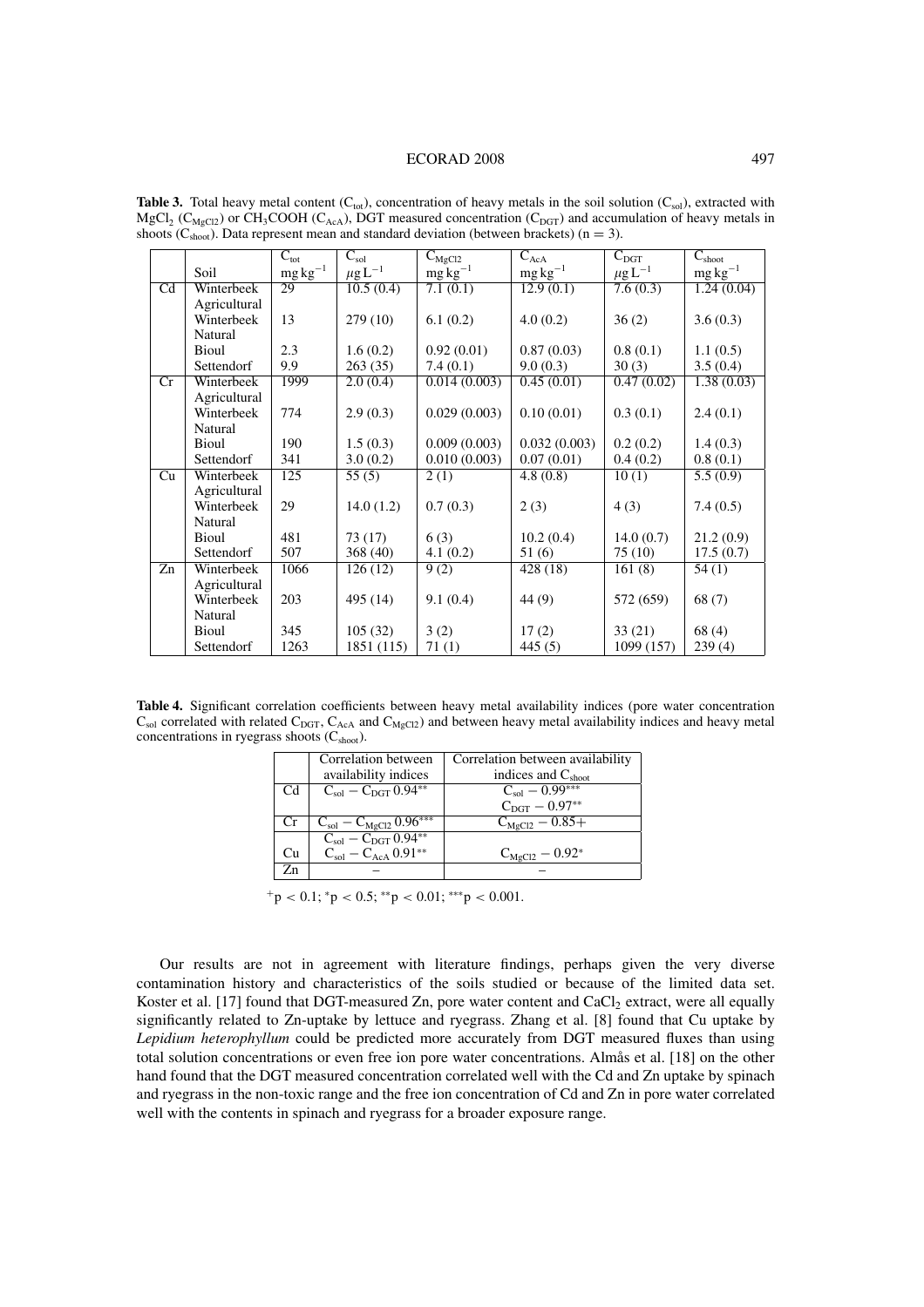**Table 3.** Total heavy metal content ($C_{tot}$), concentration of heavy metals in the soil solution ($C_{sol}$), extracted with $MgCl_2$ ($C_{MgCl2}$) or $CH_3COOH$ ($C_{AcA}$), DGT measured concentration ($C_{DGT}$) and accumulation of heavy metals in shoots ($C_{shoot}$). Data represent mean and standard deviation (between brackets) (n = 3).

| | Soil | $C_{tot}$ mg kg$^{-1}$ | $C_{sol}$ $\mu$g L$^{-1}$ | $C_{MgCl2}$ mg kg$^{-1}$ | $C_{AcA}$ mg kg$^{-1}$ | $C_{DGT}$ $\mu$g L$^{-1}$ | $C_{shoot}$ mg kg$^{-1}$ |
|---|---|---|---|---|---|---|---|
| Cd | Winterbeek Agricultural | 29 | 10.5 (0.4) | 7.1 (0.1) | 12.9 (0.1) | 7.6 (0.3) | 1.24 (0.04) |
| | Winterbeek Natural | 13 | 279 (10) | 6.1 (0.2) | 4.0 (0.2) | 36 (2) | 3.6 (0.3) |
| | Bioul | 2.3 | 1.6 (0.2) | 0.92 (0.01) | 0.87 (0.03) | 0.8 (0.1) | 1.1 (0.5) |
| | Settendorf | 9.9 | 263 (35) | 7.4 (0.1) | 9.0 (0.3) | 30 (3) | 3.5 (0.4) |
| Cr | Winterbeek Agricultural | 1999 | 2.0 (0.4) | 0.014 (0.003) | 0.45 (0.01) | 0.47 (0.02) | 1.38 (0.03) |
| | Winterbeek Natural | 774 | 2.9 (0.3) | 0.029 (0.003) | 0.10 (0.01) | 0.3 (0.1) | 2.4 (0.1) |
| | Bioul | 190 | 1.5 (0.3) | 0.009 (0.003) | 0.032 (0.003) | 0.2 (0.2) | 1.4 (0.3) |
| | Settendorf | 341 | 3.0 (0.2) | 0.010 (0.003) | 0.07 (0.01) | 0.4 (0.2) | 0.8 (0.1) |
| Cu | Winterbeek Agricultural | 125 | 55 (5) | 2 (1) | 4.8 (0.8) | 10 (1) | 5.5 (0.9) |
| | Winterbeek Natural | 29 | 14.0 (1.2) | 0.7 (0.3) | 2 (3) | 4 (3) | 7.4 (0.5) |
| | Bioul | 481 | 73 (17) | 6 (3) | 10.2 (0.4) | 14.0 (0.7) | 21.2 (0.9) |
| | Settendorf | 507 | 368 (40) | 4.1 (0.2) | 51 (6) | 75 (10) | 17.5 (0.7) |
| Zn | Winterbeek Agricultural | 1066 | 126 (12) | 9 (2) | 428 (18) | 161 (8) | 54 (1) |
| | Winterbeek Natural | 203 | 495 (14) | 9.1 (0.4) | 44 (9) | 572 (659) | 68 (7) |
| | Bioul | 345 | 105 (32) | 3 (2) | 17 (2) | 33 (21) | 68 (4) |
| | Settendorf | 1263 | 1851 (115) | 71 (1) | 445 (5) | 1099 (157) | 239 (4) |

**Table 4.** Significant correlation coefficients between heavy metal availability indices (pore water concentration $C_{sol}$ correlated with related $C_{DGT}$, $C_{AcA}$ and $C_{MgCl2}$) and between heavy metal availability indices and heavy metal concentrations in ryegrass shoots ($C_{shoot}$).

| | Correlation between availability indices | Correlation between availability indices and $C_{shoot}$ |
|---|---|---|
| Cd | $C_{sol} - C_{DGT}$ 0.94$^{**}$ | $C_{sol}$ − 0.99$^{***}$<br>$C_{DGT}$ − 0.97$^{**}$ |
| Cr | $C_{sol} - C_{MgCl2}$ 0.96$^{***}$ | $C_{MgCl2}$ − 0.85$^{+}$ |
| Cu | $C_{sol} - C_{DGT}$ 0.94$^{**}$<br>$C_{sol} - C_{AcA}$ 0.91$^{**}$ | $C_{MgCl2}$ − 0.92$^{*}$ |
| Zn | – | – |

$^{+}p < 0.1$; $^{*}p < 0.5$; $^{**}p < 0.01$; $^{***}p < 0.001$.

Our results are not in agreement with literature findings, perhaps given the very diverse contamination history and characteristics of the soils studied or because of the limited data set. Koster et al. [17] found that DGT-measured Zn, pore water content and $CaCl_2$ extract, were all equally significantly related to Zn-uptake by lettuce and ryegrass. Zhang et al. [8] found that Cu uptake by *Lepidium heterophyllum* could be predicted more accurately from DGT measured fluxes than using total solution concentrations or even free ion pore water concentrations. Almås et al. [18] on the other hand found that the DGT measured concentration correlated well with the Cd and Zn uptake by spinach and ryegrass in the non-toxic range and the free ion concentration of Cd and Zn in pore water correlated well with the contents in spinach and ryegrass for a broader exposure range.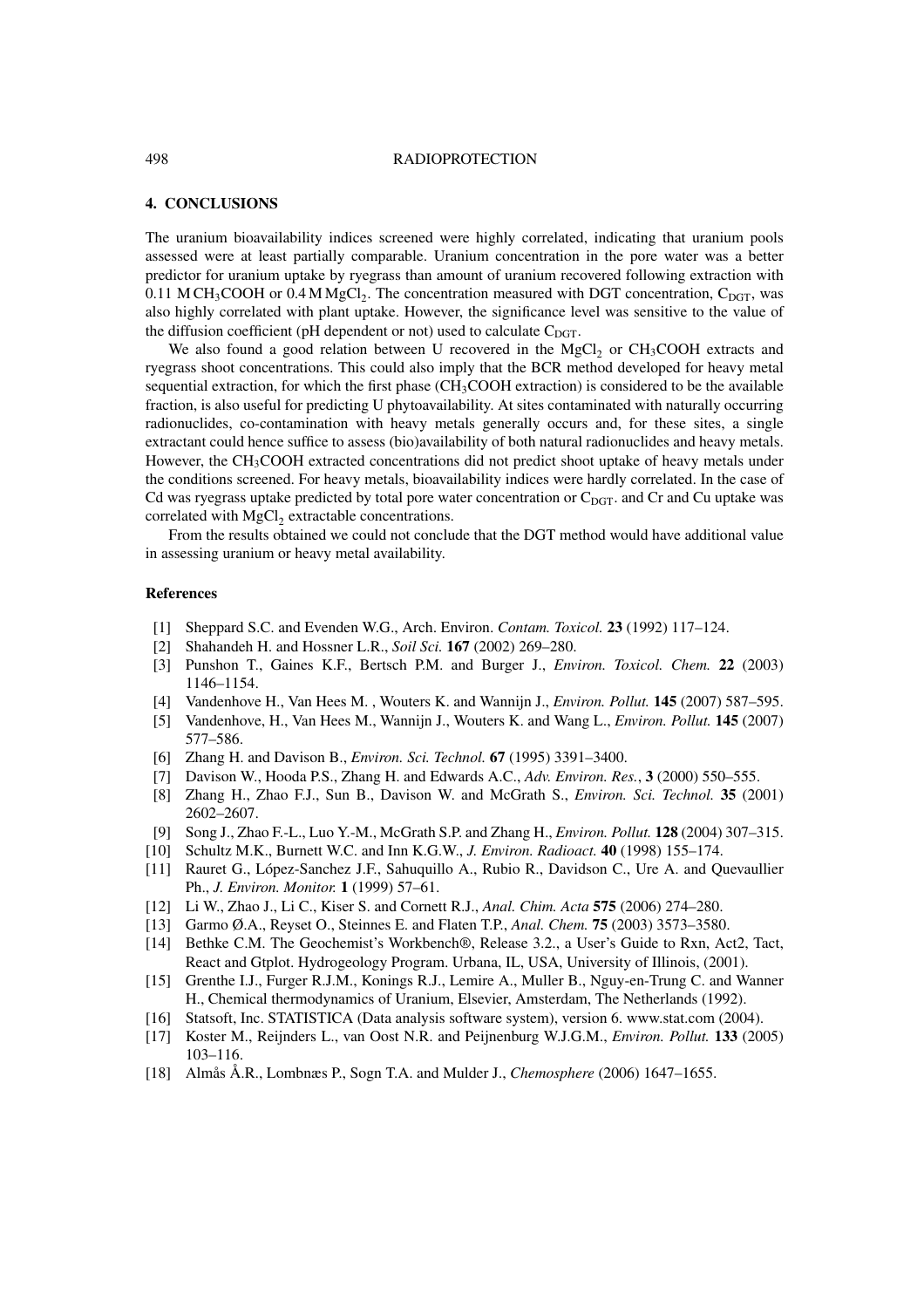## 4. CONCLUSIONS

The uranium bioavailability indices screened were highly correlated, indicating that uranium pools assessed were at least partially comparable. Uranium concentration in the pore water was a better predictor for uranium uptake by ryegrass than amount of uranium recovered following extraction with 0.11 M $CH_3COOH$ or 0.4 M $MgCl_2$. The concentration measured with DGT concentration, $C_{DGT}$, was also highly correlated with plant uptake. However, the significance level was sensitive to the value of the diffusion coefficient (pH dependent or not) used to calculate $C_{DGT}$.

We also found a good relation between U recovered in the $MgCl_2$ or $CH_3COOH$ extracts and ryegrass shoot concentrations. This could also imply that the BCR method developed for heavy metal sequential extraction, for which the first phase ($CH_3COOH$ extraction) is considered to be the available fraction, is also useful for predicting U phytoavailability. At sites contaminated with naturally occurring radionuclides, co-contamination with heavy metals generally occurs and, for these sites, a single extractant could hence suffice to assess (bio)availability of both natural radionuclides and heavy metals. However, the $CH_3COOH$ extracted concentrations did not predict shoot uptake of heavy metals under the conditions screened. For heavy metals, bioavailability indices were hardly correlated. In the case of Cd was ryegrass uptake predicted by total pore water concentration or $C_{DGT}$. and Cr and Cu uptake was correlated with $MgCl_2$ extractable concentrations.

From the results obtained we could not conclude that the DGT method would have additional value in assessing uranium or heavy metal availability.

### References

[1] Sheppard S.C. and Evenden W.G., Arch. Environ. *Contam. Toxicol.* **23** (1992) 117–124.

[2] Shahandeh H. and Hossner L.R., *Soil Sci.* **167** (2002) 269–280.

[3] Punshon T., Gaines K.F., Bertsch P.M. and Burger J., *Environ. Toxicol. Chem.* **22** (2003) 1146–1154.

[4] Vandenhove H., Van Hees M. , Wouters K. and Wannijn J., *Environ. Pollut.* **145** (2007) 587–595.

[5] Vandenhove, H., Van Hees M., Wannijn J., Wouters K. and Wang L., *Environ. Pollut.* **145** (2007) 577–586.

[6] Zhang H. and Davison B., *Environ. Sci. Technol.* **67** (1995) 3391–3400.

[7] Davison W., Hooda P.S., Zhang H. and Edwards A.C., *Adv. Environ. Res.*, **3** (2000) 550–555.

[8] Zhang H., Zhao F.J., Sun B., Davison W. and McGrath S., *Environ. Sci. Technol.* **35** (2001) 2602–2607.

[9] Song J., Zhao F.-L., Luo Y.-M., McGrath S.P. and Zhang H., *Environ. Pollut.* **128** (2004) 307–315.

[10] Schultz M.K., Burnett W.C. and Inn K.G.W., *J. Environ. Radioact.* **40** (1998) 155–174.

[11] Rauret G., López-Sanchez J.F., Sahuquillo A., Rubio R., Davidson C., Ure A. and Quevaullier Ph., *J. Environ. Monitor.* **1** (1999) 57–61.

[12] Li W., Zhao J., Li C., Kiser S. and Cornett R.J., *Anal. Chim. Acta* **575** (2006) 274–280.

[13] Garmo Ø.A., Reyset O., Steinnes E. and Flaten T.P., *Anal. Chem.* **75** (2003) 3573–3580.

[14] Bethke C.M. The Geochemist's Workbench®, Release 3.2., a User's Guide to Rxn, Act2, Tact, React and Gtplot. Hydrogeology Program. Urbana, IL, USA, University of Illinois, (2001).

[15] Grenthe I.J., Furger R.J.M., Konings R.J., Lemire A., Muller B., Nguy-en-Trung C. and Wanner H., Chemical thermodynamics of Uranium, Elsevier, Amsterdam, The Netherlands (1992).

[16] Statsoft, Inc. STATISTICA (Data analysis software system), version 6. www.stat.com (2004).

[17] Koster M., Reijnders L., van Oost N.R. and Peijnenburg W.J.G.M., *Environ. Pollut.* **133** (2005) 103–116.

[18] Almås Å.R., Lombnæs P., Sogn T.A. and Mulder J., *Chemosphere* (2006) 1647–1655.